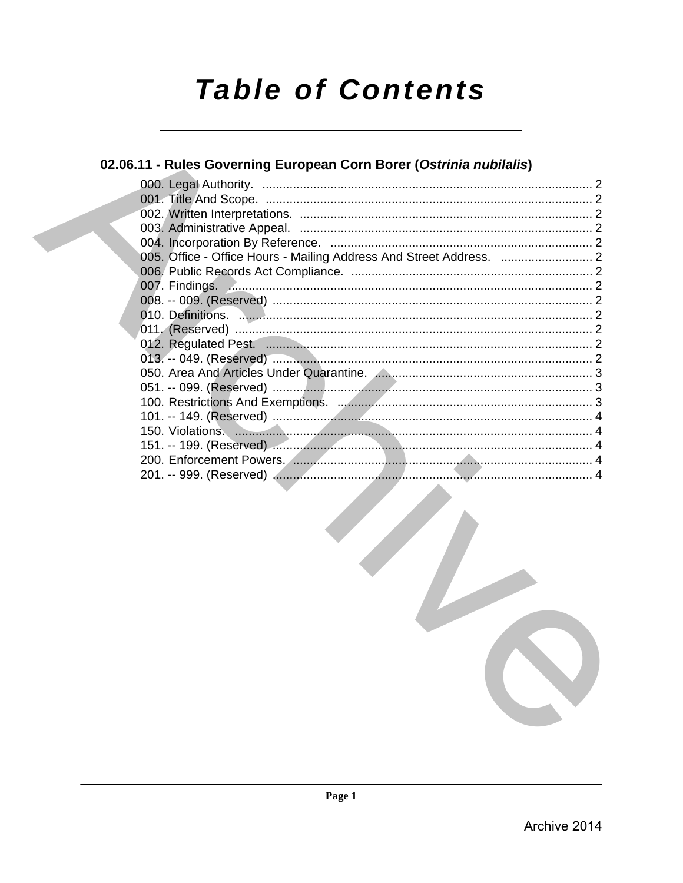# Table of Contents

## 02.06.11 - Rules Governing European Corn Borer (*Ostrinia nubilalis*)

000. Legal Authority. ..... 2
001. Title And Scope. ..... 2
002. Written Interpretations. ..... 2
003. Administrative Appeal. ..... 2
004. Incorporation By Reference. ..... 2
005. Office - Office Hours - Mailing Address And Street Address. ..... 2
006. Public Records Act Compliance. ..... 2
007. Findings. ..... 2
008. -- 009. (Reserved) ..... 2
010. Definitions. ..... 2
011. (Reserved) ..... 2
012. Regulated Pest. ..... 2
013. -- 049. (Reserved) ..... 2
050. Area And Articles Under Quarantine. ..... 3
051. -- 099. (Reserved) ..... 3
100. Restrictions And Exemptions. ..... 3
101. -- 149. (Reserved) ..... 4
150. Violations. ..... 4
151. -- 199. (Reserved) ..... 4
200. Enforcement Powers. ..... 4
201. -- 999. (Reserved) ..... 4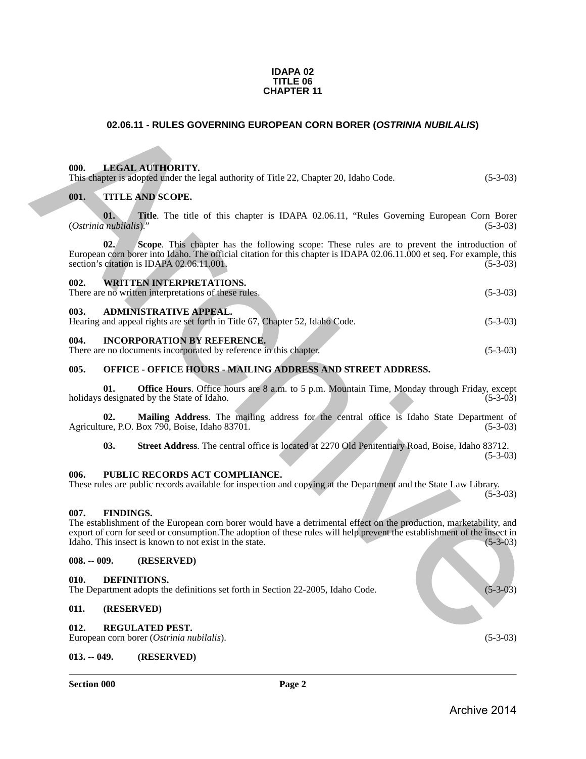**IDAPA 02**
**TITLE 06**
**CHAPTER 11**

# 02.06.11 - RULES GOVERNING EUROPEAN CORN BORER (*OSTRINIA NUBILALIS*)

### 000. LEGAL AUTHORITY.

This chapter is adopted under the legal authority of Title 22, Chapter 20, Idaho Code. (5-3-03)

### 001. TITLE AND SCOPE.

**01. Title**. The title of this chapter is IDAPA 02.06.11, "Rules Governing European Corn Borer (*Ostrinia nubilalis*)." (5-3-03)

**02. Scope**. This chapter has the following scope: These rules are to prevent the introduction of European corn borer into Idaho. The official citation for this chapter is IDAPA 02.06.11.000 et seq. For example, this section's citation is IDAPA 02.06.11.001. (5-3-03)

### 002. WRITTEN INTERPRETATIONS.

There are no written interpretations of these rules. (5-3-03)

### 003. ADMINISTRATIVE APPEAL.

Hearing and appeal rights are set forth in Title 67, Chapter 52, Idaho Code. (5-3-03)

### 004. INCORPORATION BY REFERENCE.

There are no documents incorporated by reference in this chapter. (5-3-03)

### 005. OFFICE - OFFICE HOURS - MAILING ADDRESS AND STREET ADDRESS.

**01. Office Hours**. Office hours are 8 a.m. to 5 p.m. Mountain Time, Monday through Friday, except holidays designated by the State of Idaho. (5-3-03)

**02. Mailing Address**. The mailing address for the central office is Idaho State Department of Agriculture, P.O. Box 790, Boise, Idaho 83701. (5-3-03)

**03. Street Address**. The central office is located at 2270 Old Penitentiary Road, Boise, Idaho 83712. (5-3-03)

### 006. PUBLIC RECORDS ACT COMPLIANCE.

These rules are public records available for inspection and copying at the Department and the State Law Library. (5-3-03)

### 007. FINDINGS.

The establishment of the European corn borer would have a detrimental effect on the production, marketability, and export of corn for seed or consumption.The adoption of these rules will help prevent the establishment of the insect in Idaho. This insect is known to not exist in the state. (5-3-03)

### 008. -- 009. (RESERVED)

### 010. DEFINITIONS.

The Department adopts the definitions set forth in Section 22-2005, Idaho Code. (5-3-03)

### 011. (RESERVED)

### 012. REGULATED PEST.

European corn borer (*Ostrinia nubilalis*). (5-3-03)

### 013. -- 049. (RESERVED)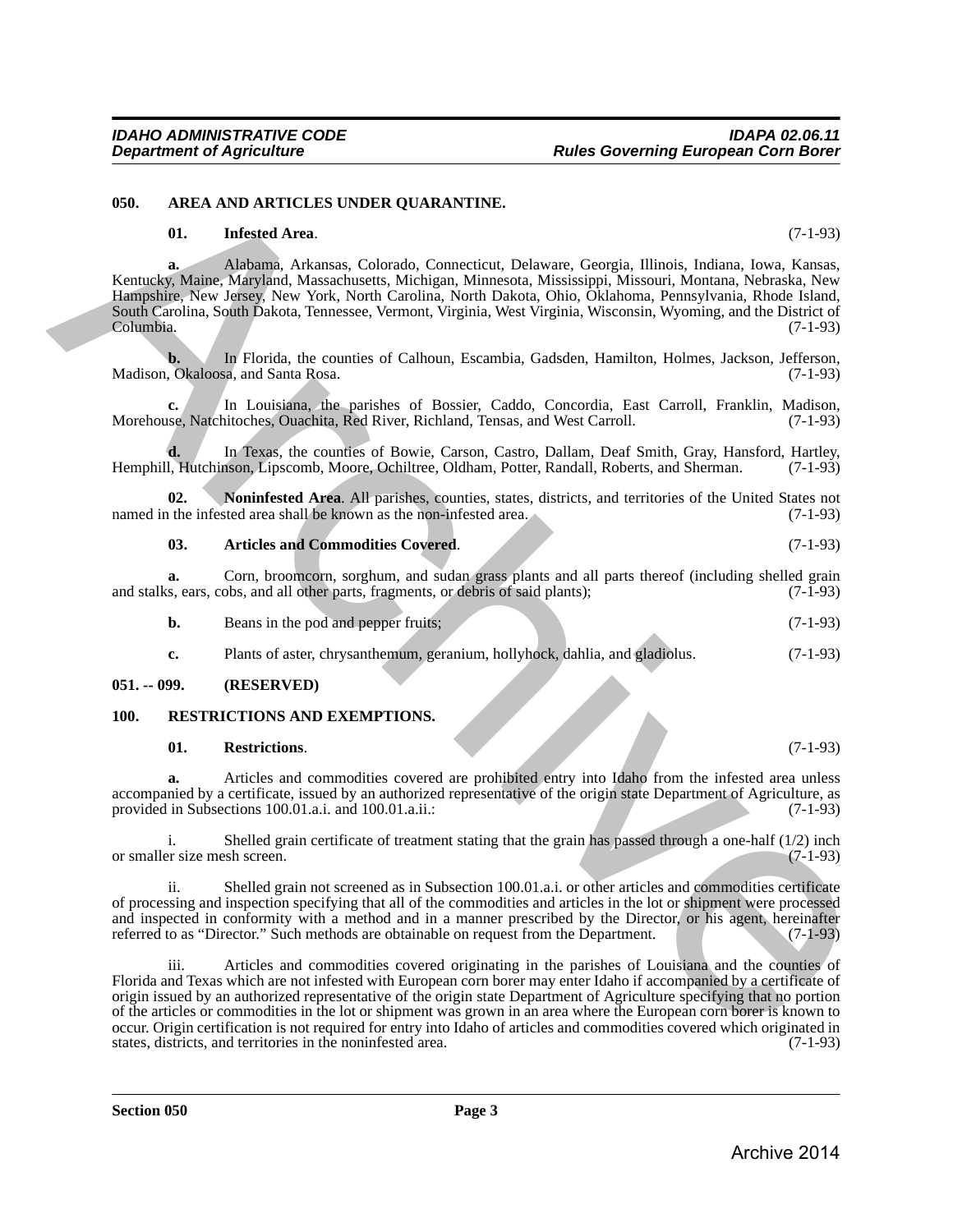**050. AREA AND ARTICLES UNDER QUARANTINE.**

**01. Infested Area**. (7-1-93)

**a.** Alabama, Arkansas, Colorado, Connecticut, Delaware, Georgia, Illinois, Indiana, Iowa, Kansas, Kentucky, Maine, Maryland, Massachusetts, Michigan, Minnesota, Mississippi, Missouri, Montana, Nebraska, New Hampshire, New Jersey, New York, North Carolina, North Dakota, Ohio, Oklahoma, Pennsylvania, Rhode Island, South Carolina, South Dakota, Tennessee, Vermont, Virginia, West Virginia, Wisconsin, Wyoming, and the District of Columbia. (7-1-93)

**b.** In Florida, the counties of Calhoun, Escambia, Gadsden, Hamilton, Holmes, Jackson, Jefferson, Madison, Okaloosa, and Santa Rosa. (7-1-93)

**c.** In Louisiana, the parishes of Bossier, Caddo, Concordia, East Carroll, Franklin, Madison, Morehouse, Natchitoches, Ouachita, Red River, Richland, Tensas, and West Carroll. (7-1-93)

**d.** In Texas, the counties of Bowie, Carson, Castro, Dallam, Deaf Smith, Gray, Hansford, Hartley, Hemphill, Hutchinson, Lipscomb, Moore, Ochiltree, Oldham, Potter, Randall, Roberts, and Sherman. (7-1-93)

**02. Noninfested Area**. All parishes, counties, states, districts, and territories of the United States not named in the infested area shall be known as the non-infested area. (7-1-93)

**03. Articles and Commodities Covered**. (7-1-93)

**a.** Corn, broomcorn, sorghum, and sudan grass plants and all parts thereof (including shelled grain and stalks, ears, cobs, and all other parts, fragments, or debris of said plants); (7-1-93)

**b.** Beans in the pod and pepper fruits; (7-1-93)

**c.** Plants of aster, chrysanthemum, geranium, hollyhock, dahlia, and gladiolus. (7-1-93)

**051. -- 099. (RESERVED)**

**100. RESTRICTIONS AND EXEMPTIONS.**

**01. Restrictions**. (7-1-93)

**a.** Articles and commodities covered are prohibited entry into Idaho from the infested area unless accompanied by a certificate, issued by an authorized representative of the origin state Department of Agriculture, as provided in Subsections 100.01.a.i. and 100.01.a.ii.: (7-1-93)

i. Shelled grain certificate of treatment stating that the grain has passed through a one-half (1/2) inch or smaller size mesh screen. (7-1-93)

ii. Shelled grain not screened as in Subsection 100.01.a.i. or other articles and commodities certificate of processing and inspection specifying that all of the commodities and articles in the lot or shipment were processed and inspected in conformity with a method and in a manner prescribed by the Director, or his agent, hereinafter referred to as "Director." Such methods are obtainable on request from the Department. (7-1-93)

iii. Articles and commodities covered originating in the parishes of Louisiana and the counties of Florida and Texas which are not infested with European corn borer may enter Idaho if accompanied by a certificate of origin issued by an authorized representative of the origin state Department of Agriculture specifying that no portion of the articles or commodities in the lot or shipment was grown in an area where the European corn borer is known to occur. Origin certification is not required for entry into Idaho of articles and commodities covered which originated in states, districts, and territories in the noninfested area. (7-1-93)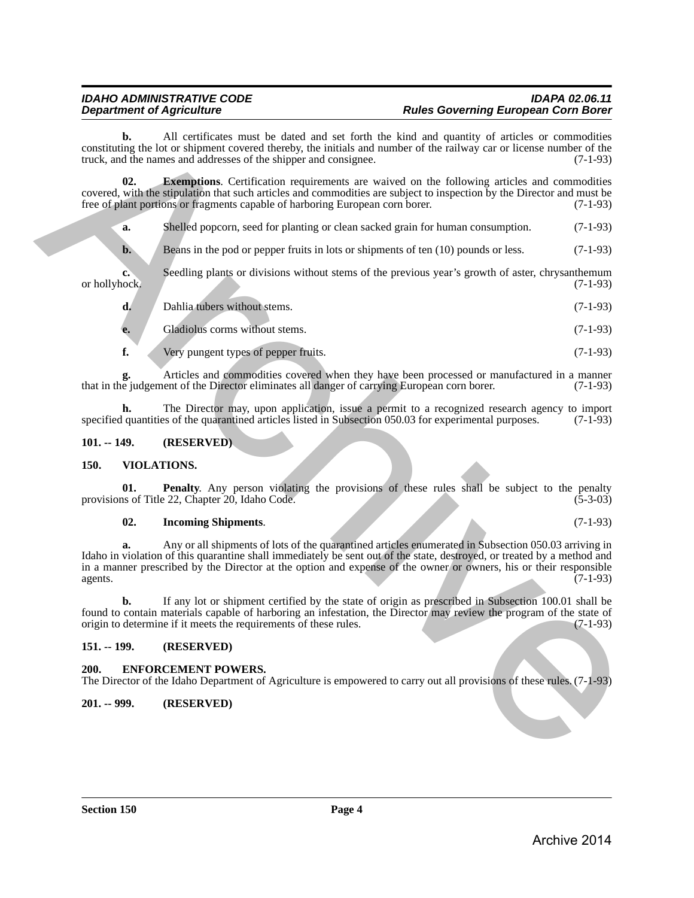**b.** All certificates must be dated and set forth the kind and quantity of articles or commodities constituting the lot or shipment covered thereby, the initials and number of the railway car or license number of the truck, and the names and addresses of the shipper and consignee. (7-1-93)

**02. Exemptions**. Certification requirements are waived on the following articles and commodities covered, with the stipulation that such articles and commodities are subject to inspection by the Director and must be free of plant portions or fragments capable of harboring European corn borer. (7-1-93)

**a.** Shelled popcorn, seed for planting or clean sacked grain for human consumption. (7-1-93)

**b.** Beans in the pod or pepper fruits in lots or shipments of ten (10) pounds or less. (7-1-93)

**c.** Seedling plants or divisions without stems of the previous year's growth of aster, chrysanthemum or hollyhock. (7-1-93)

**d.** Dahlia tubers without stems. (7-1-93)

**e.** Gladiolus corms without stems. (7-1-93)

**f.** Very pungent types of pepper fruits. (7-1-93)

**g.** Articles and commodities covered when they have been processed or manufactured in a manner that in the judgement of the Director eliminates all danger of carrying European corn borer. (7-1-93)

**h.** The Director may, upon application, issue a permit to a recognized research agency to import specified quantities of the quarantined articles listed in Subsection 050.03 for experimental purposes. (7-1-93)

**101. -- 149. (RESERVED)**

**150. VIOLATIONS.**

**01. Penalty**. Any person violating the provisions of these rules shall be subject to the penalty provisions of Title 22, Chapter 20, Idaho Code. (5-3-03)

**02. Incoming Shipments**. (7-1-93)

**a.** Any or all shipments of lots of the quarantined articles enumerated in Subsection 050.03 arriving in Idaho in violation of this quarantine shall immediately be sent out of the state, destroyed, or treated by a method and in a manner prescribed by the Director at the option and expense of the owner or owners, his or their responsible agents. (7-1-93)

**b.** If any lot or shipment certified by the state of origin as prescribed in Subsection 100.01 shall be found to contain materials capable of harboring an infestation, the Director may review the program of the state of origin to determine if it meets the requirements of these rules. (7-1-93)

**151. -- 199. (RESERVED)**

**200. ENFORCEMENT POWERS.**
The Director of the Idaho Department of Agriculture is empowered to carry out all provisions of these rules. (7-1-93)

**201. -- 999. (RESERVED)**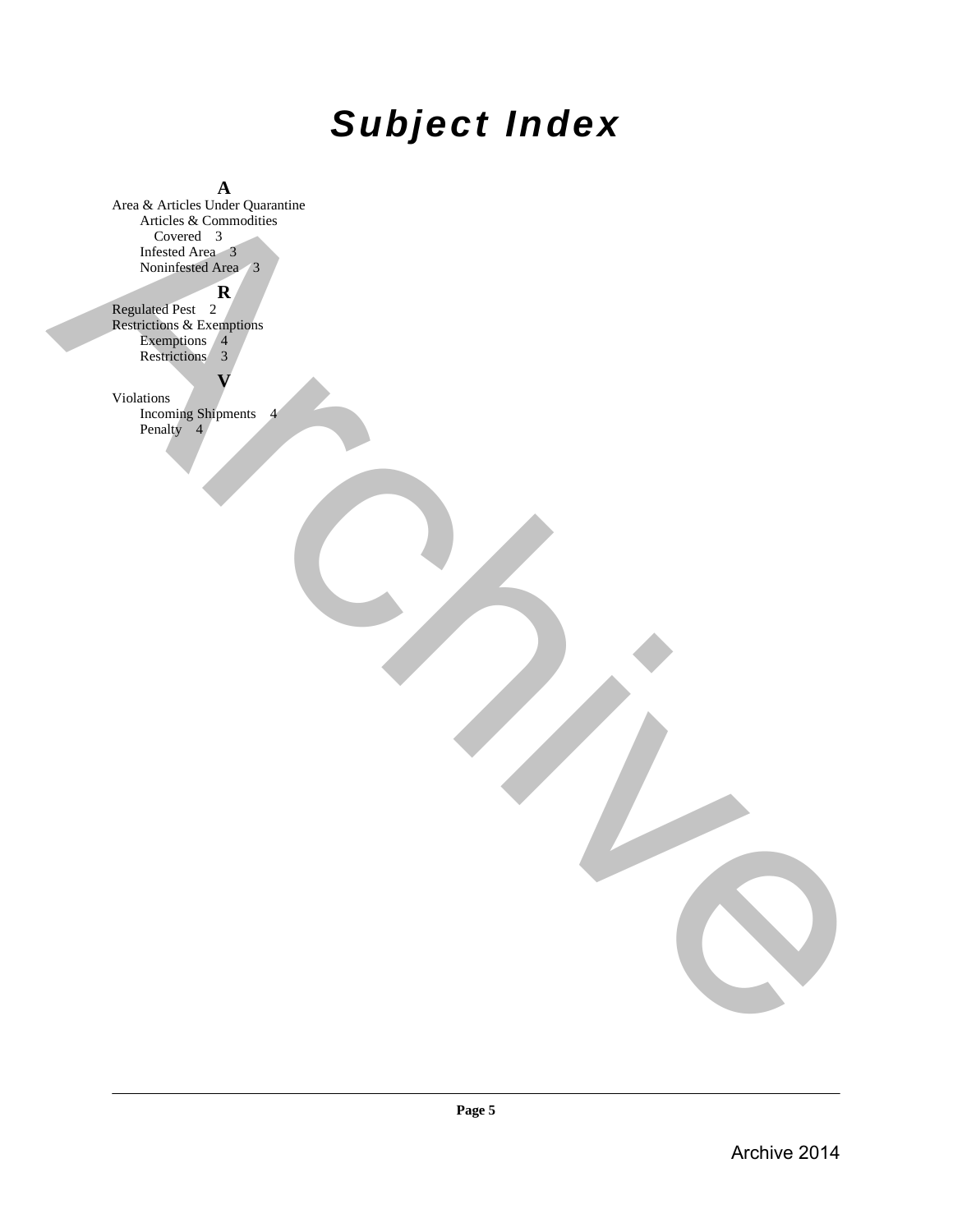# Subject Index

**A**

Area & Articles Under Quarantine
- Articles & Commodities Covered 3
- Infested Area 3
- Noninfested Area 3

**R**

Regulated Pest 2

Restrictions & Exemptions
- Exemptions 4
- Restrictions 3

**V**

Violations
- Incoming Shipments 4
- Penalty 4